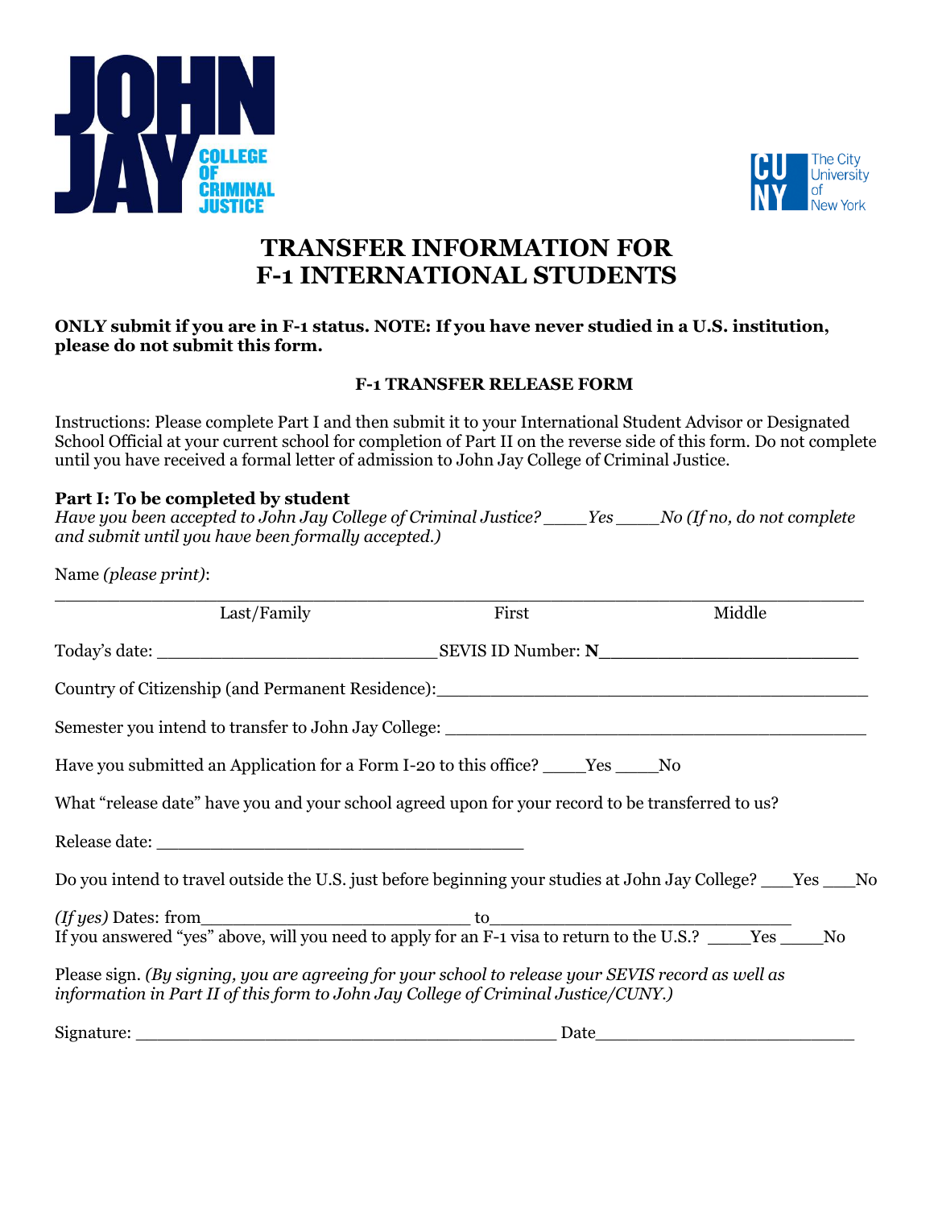# TRANSFER INFORMATION FOR F-1 INTERNATIONAL STUDENTS

**ONLY submit if you are in F-1 status. NOTE: If you have never studied in a U.S. institution, please do not submit this form.**

### F-1 TRANSFER RELEASE FORM

Instructions: Please complete Part I and then submit it to your International Student Advisor or Designated School Official at your current school for completion of Part II on the reverse side of this form. Do not complete until you have received a formal letter of admission to John Jay College of Criminal Justice.

**Part I: To be completed by student**

*Have you been accepted to John Jay College of Criminal Justice?* ____*Yes* ____*No (If no, do not complete and submit until you have been formally accepted.)*

Name *(please print)*:

______________________________________________________________________

Last/Family First Middle

Today's date: __________________________ SEVIS ID Number: **N**______________________

Country of Citizenship (and Permanent Residence):________________________________________

Semester you intend to transfer to John Jay College: ______________________________________

Have you submitted an Application for a Form I-20 to this office? ____Yes ____No

What "release date" have you and your school agreed upon for your record to be transferred to us?

Release date: __________________________________

Do you intend to travel outside the U.S. just before beginning your studies at John Jay College? ___Yes ___No

*(If yes)* Dates: from_________________________ to____________________________

If you answered "yes" above, will you need to apply for an F-1 visa to return to the U.S.? ____Yes ____No

Please sign. *(By signing, you are agreeing for your school to release your SEVIS record as well as information in Part II of this form to John Jay College of Criminal Justice/CUNY.)*

Signature: ________________________________________ Date________________________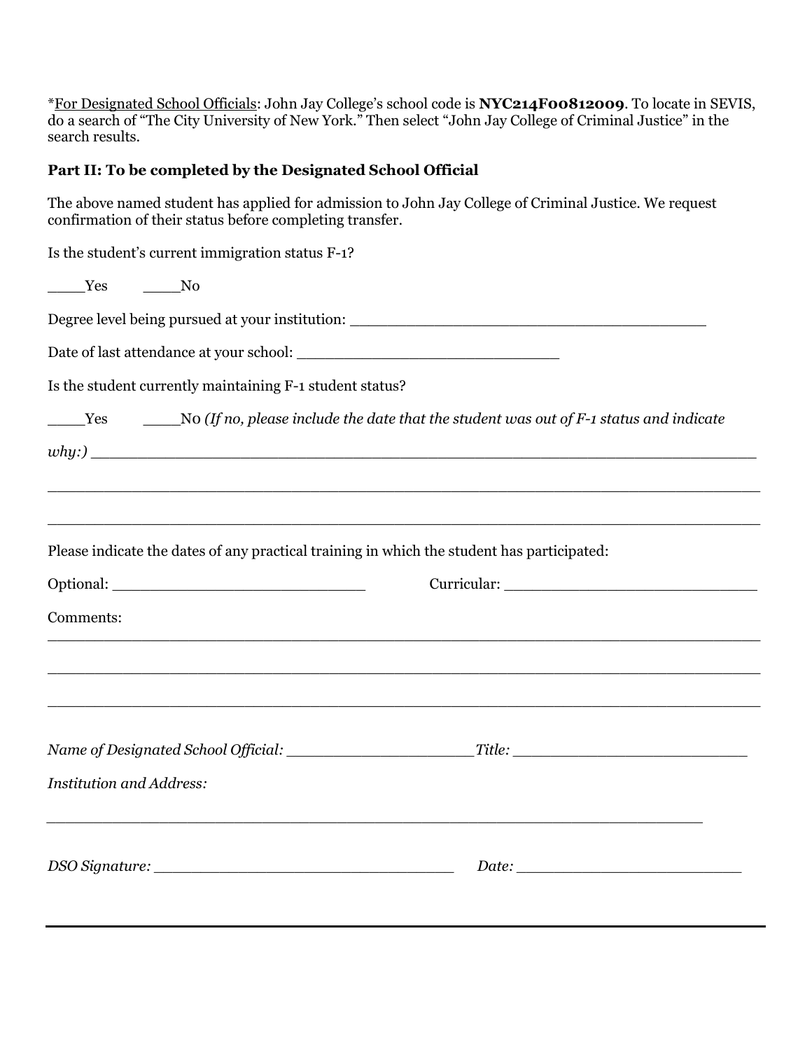*For Designated School Officials: John Jay College's school code is **NYC214F00812009**. To locate in SEVIS, do a search of "The City University of New York." Then select "John Jay College of Criminal Justice" in the search results.

**Part II: To be completed by the Designated School Official**

The above named student has applied for admission to John Jay College of Criminal Justice. We request confirmation of their status before completing transfer.

Is the student's current immigration status F-1?

____Yes ____No

Degree level being pursued at your institution: ________________________________________

Date of last attendance at your school: _____________________________

Is the student currently maintaining F-1 student status?

____Yes ____No *(If no, please include the date that the student was out of F-1 status and indicate why:)* ________________________________________________________________

________________________________________________________________________________

________________________________________________________________________________

Please indicate the dates of any practical training in which the student has participated:

Optional: ____________________________ Curricular: ____________________________

Comments:

________________________________________________________________________________

________________________________________________________________________________

________________________________________________________________________________

*Name of Designated School Official:* ____________________ *Title:* __________________________

*Institution and Address:*

________________________________________________________________________

*DSO Signature:* _________________________________ *Date:* ________________________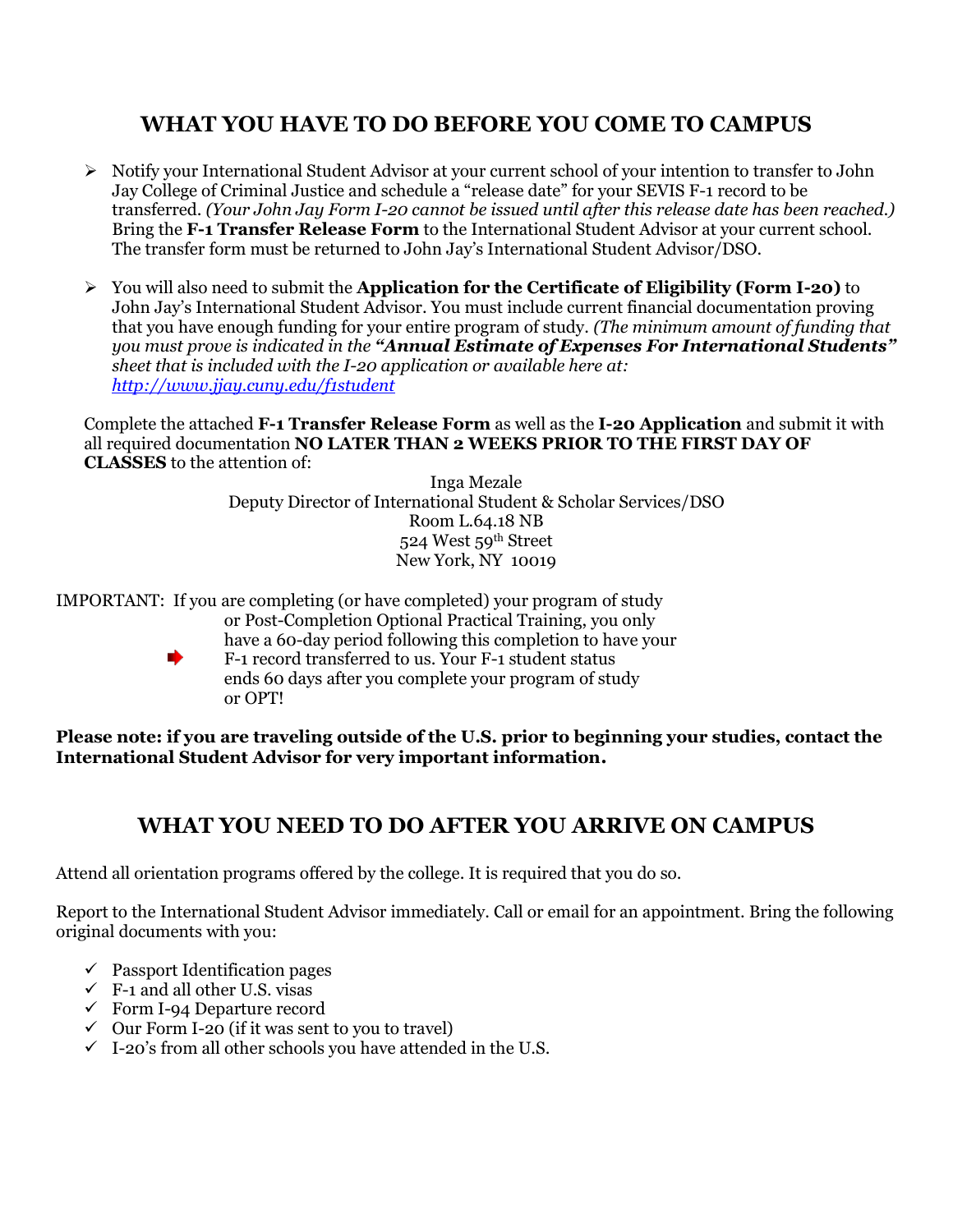## WHAT YOU HAVE TO DO BEFORE YOU COME TO CAMPUS

- Notify your International Student Advisor at your current school of your intention to transfer to John Jay College of Criminal Justice and schedule a "release date" for your SEVIS F-1 record to be transferred. *(Your John Jay Form I-20 cannot be issued until after this release date has been reached.)* Bring the **F-1 Transfer Release Form** to the International Student Advisor at your current school. The transfer form must be returned to John Jay's International Student Advisor/DSO.

- You will also need to submit the **Application for the Certificate of Eligibility (Form I-20)** to John Jay's International Student Advisor. You must include current financial documentation proving that you have enough funding for your entire program of study. *(The minimum amount of funding that you must prove is indicated in the **"Annual Estimate of Expenses For International Students"** sheet that is included with the I-20 application or available here at: [http://www.jjay.cuny.edu/f1student](http://www.jjay.cuny.edu/f1student)*

Complete the attached **F-1 Transfer Release Form** as well as the **I-20 Application** and submit it with all required documentation **NO LATER THAN 2 WEEKS PRIOR TO THE FIRST DAY OF CLASSES** to the attention of:

Inga Mezale
Deputy Director of International Student & Scholar Services/DSO
Room L.64.18 NB
524 West 59th Street
New York, NY 10019

IMPORTANT: If you are completing (or have completed) your program of study or Post-Completion Optional Practical Training, you only have a 60-day period following this completion to have your F-1 record transferred to us. Your F-1 student status ends 60 days after you complete your program of study or OPT!

**Please note: if you are traveling outside of the U.S. prior to beginning your studies, contact the International Student Advisor for very important information.**

## WHAT YOU NEED TO DO AFTER YOU ARRIVE ON CAMPUS

Attend all orientation programs offered by the college. It is required that you do so.

Report to the International Student Advisor immediately. Call or email for an appointment. Bring the following original documents with you:

- ✓ Passport Identification pages
- ✓ F-1 and all other U.S. visas
- ✓ Form I-94 Departure record
- ✓ Our Form I-20 (if it was sent to you to travel)
- ✓ I-20's from all other schools you have attended in the U.S.